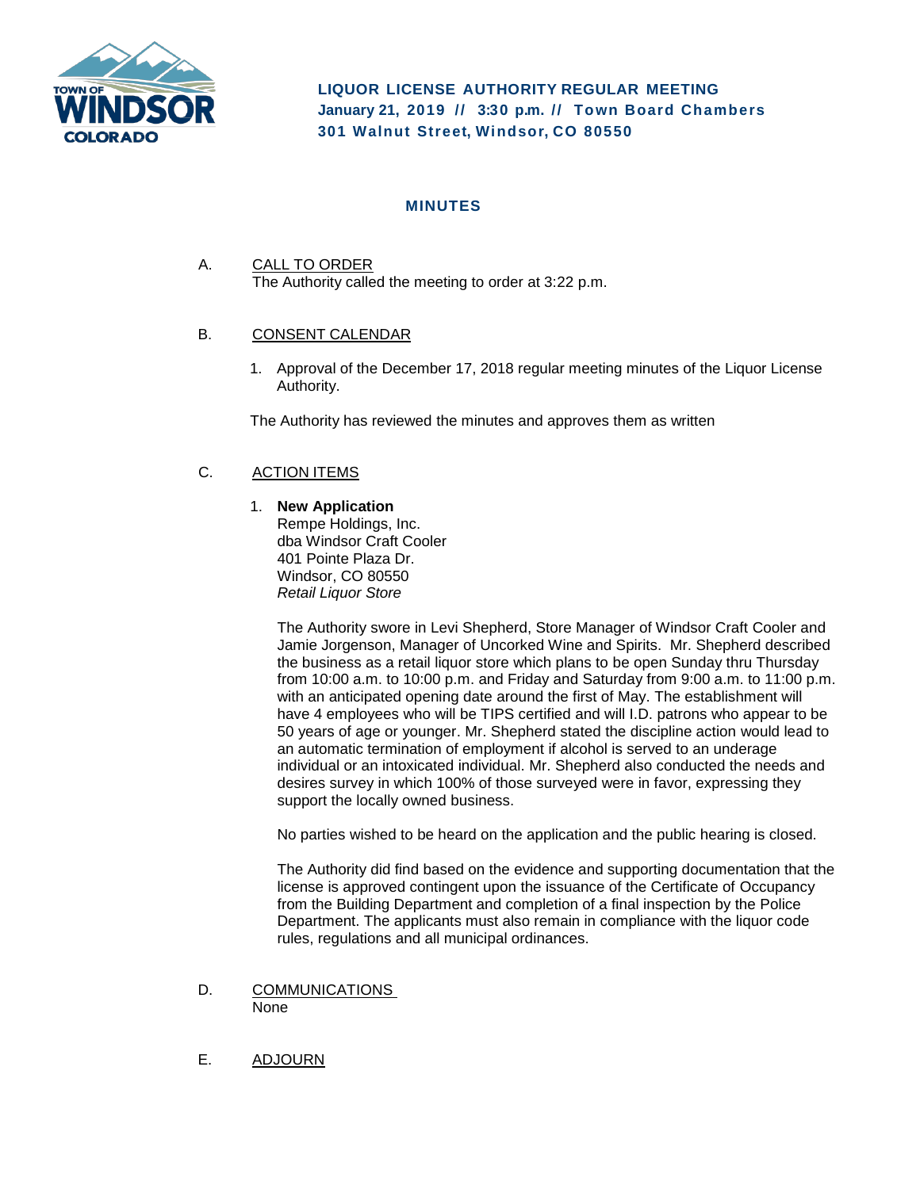# LIQUOR LICENSE AUTHORITY REGULAR MEETING

**January 21, 2019 // 3:30 p.m. // Town Board Chambers**
**301 Walnut Street, Windsor, CO 80550**

## MINUTES

A. CALL TO ORDER

The Authority called the meeting to order at 3:22 p.m.

B. CONSENT CALENDAR

1. Approval of the December 17, 2018 regular meeting minutes of the Liquor License Authority.

The Authority has reviewed the minutes and approves them as written

C. ACTION ITEMS

1. **New Application**
   Rempe Holdings, Inc.
   dba Windsor Craft Cooler
   401 Pointe Plaza Dr.
   Windsor, CO 80550
   *Retail Liquor Store*

   The Authority swore in Levi Shepherd, Store Manager of Windsor Craft Cooler and Jamie Jorgenson, Manager of Uncorked Wine and Spirits. Mr. Shepherd described the business as a retail liquor store which plans to be open Sunday thru Thursday from 10:00 a.m. to 10:00 p.m. and Friday and Saturday from 9:00 a.m. to 11:00 p.m. with an anticipated opening date around the first of May. The establishment will have 4 employees who will be TIPS certified and will I.D. patrons who appear to be 50 years of age or younger. Mr. Shepherd stated the discipline action would lead to an automatic termination of employment if alcohol is served to an underage individual or an intoxicated individual. Mr. Shepherd also conducted the needs and desires survey in which 100% of those surveyed were in favor, expressing they support the locally owned business.

   No parties wished to be heard on the application and the public hearing is closed.

   The Authority did find based on the evidence and supporting documentation that the license is approved contingent upon the issuance of the Certificate of Occupancy from the Building Department and completion of a final inspection by the Police Department. The applicants must also remain in compliance with the liquor code rules, regulations and all municipal ordinances.

D. COMMUNICATIONS

None

E. ADJOURN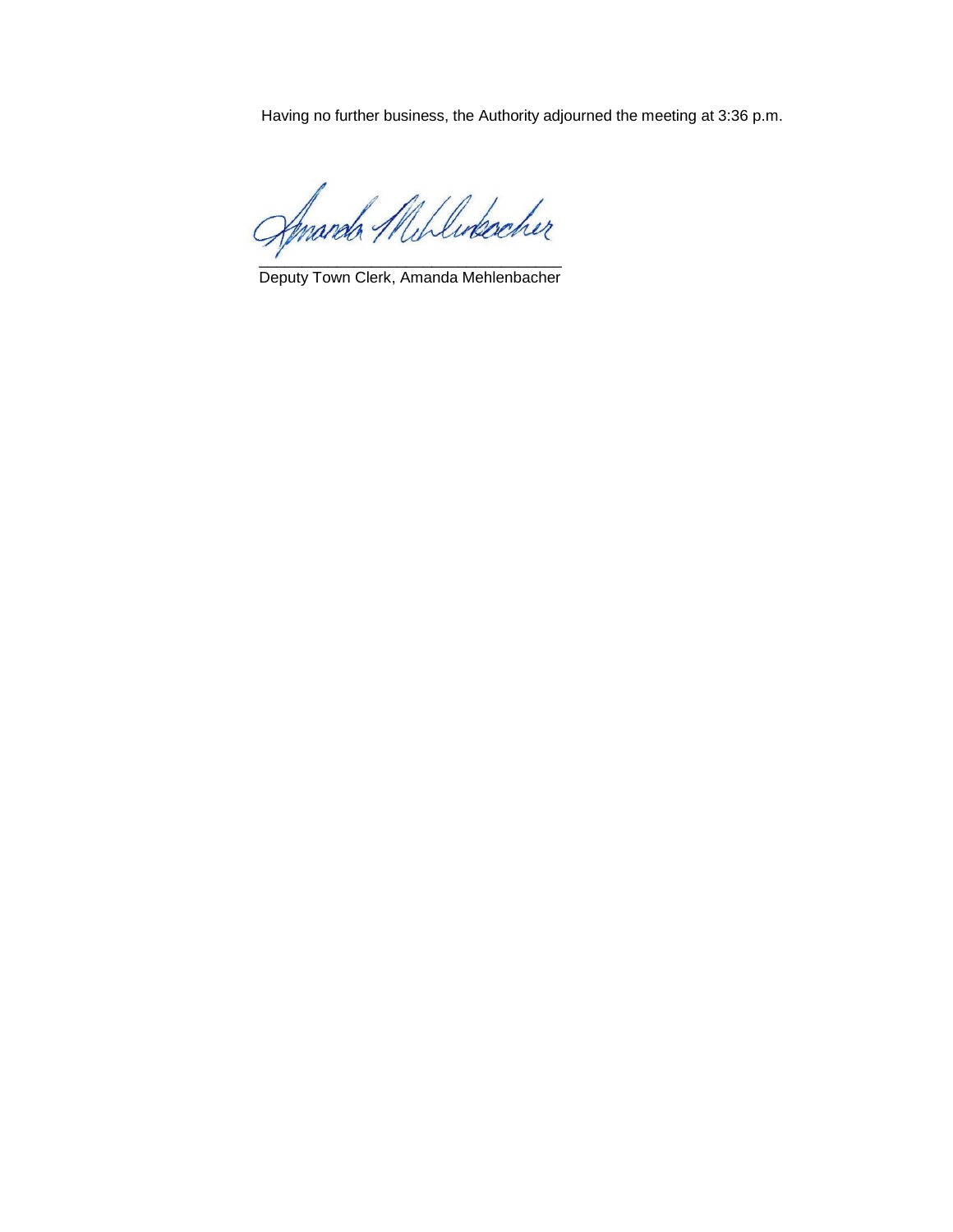Having no further business, the Authority adjourned the meeting at 3:36 p.m.

\_\_\_\_\_\_\_\_\_\_\_\_\_\_\_\_\_\_\_\_\_\_\_\_\_\_\_\_\_\_\_\_\_\_

Deputy Town Clerk, Amanda Mehlenbacher